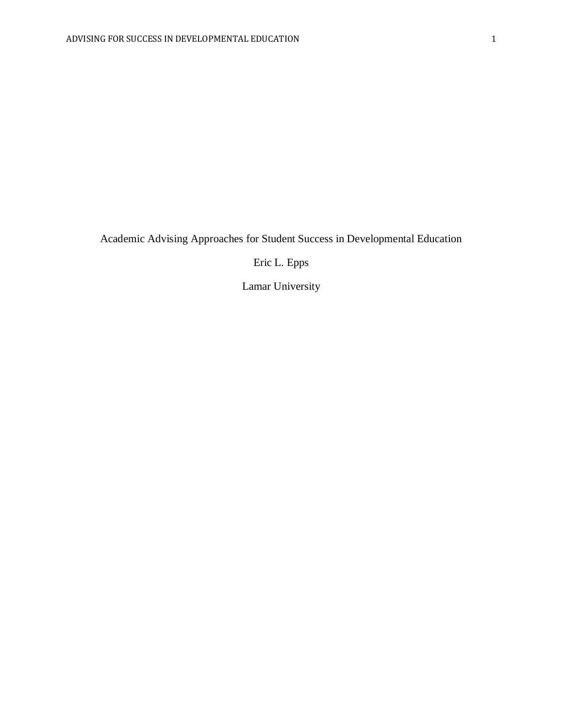# Academic Advising Approaches for Student Success in Developmental Education

Eric L. Epps

Lamar University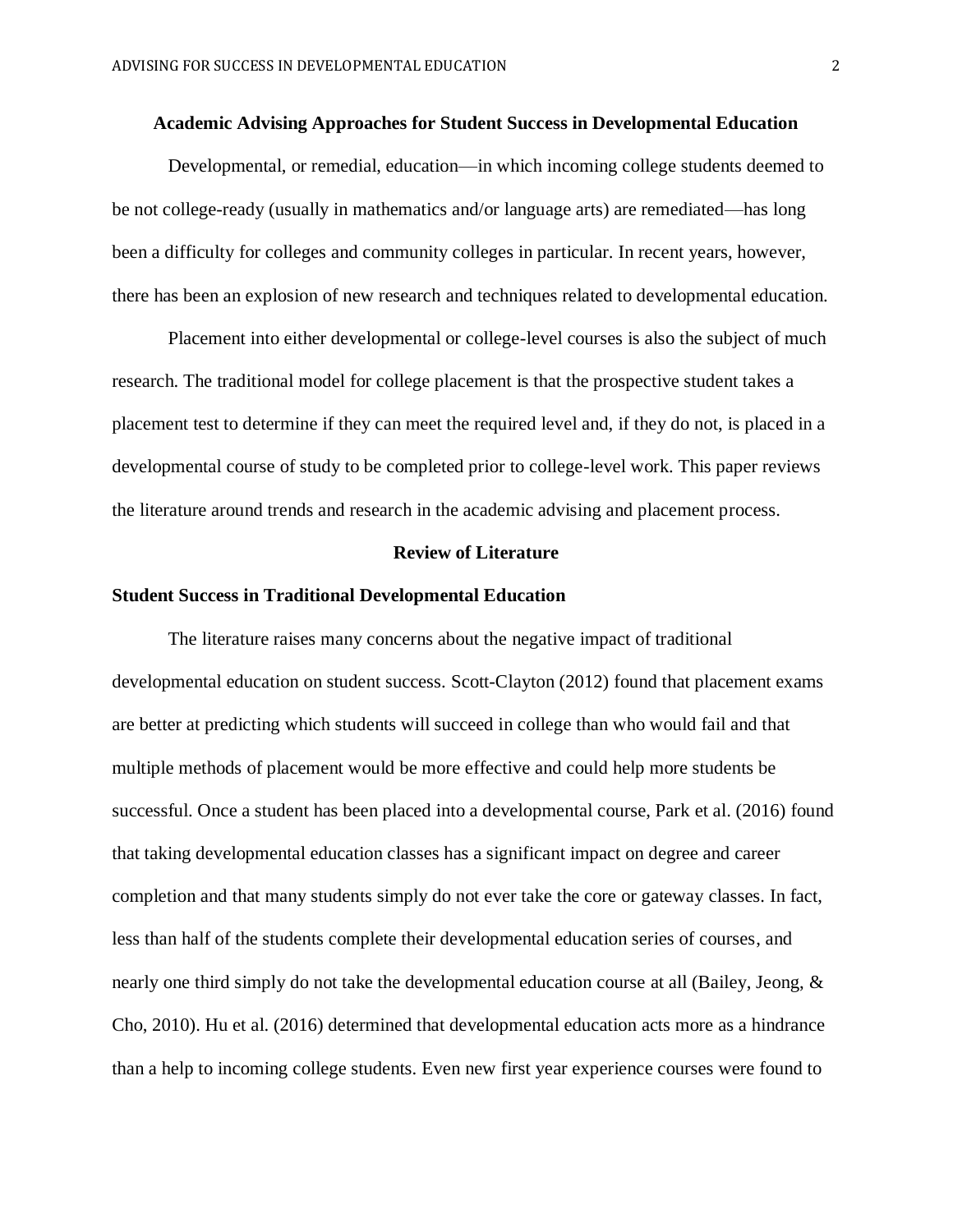# Academic Advising Approaches for Student Success in Developmental Education

Developmental, or remedial, education—in which incoming college students deemed to be not college-ready (usually in mathematics and/or language arts) are remediated—has long been a difficulty for colleges and community colleges in particular. In recent years, however, there has been an explosion of new research and techniques related to developmental education.

Placement into either developmental or college-level courses is also the subject of much research. The traditional model for college placement is that the prospective student takes a placement test to determine if they can meet the required level and, if they do not, is placed in a developmental course of study to be completed prior to college-level work. This paper reviews the literature around trends and research in the academic advising and placement process.

## Review of Literature

### Student Success in Traditional Developmental Education

The literature raises many concerns about the negative impact of traditional developmental education on student success. Scott-Clayton (2012) found that placement exams are better at predicting which students will succeed in college than who would fail and that multiple methods of placement would be more effective and could help more students be successful. Once a student has been placed into a developmental course, Park et al. (2016) found that taking developmental education classes has a significant impact on degree and career completion and that many students simply do not ever take the core or gateway classes. In fact, less than half of the students complete their developmental education series of courses, and nearly one third simply do not take the developmental education course at all (Bailey, Jeong, & Cho, 2010). Hu et al. (2016) determined that developmental education acts more as a hindrance than a help to incoming college students. Even new first year experience courses were found to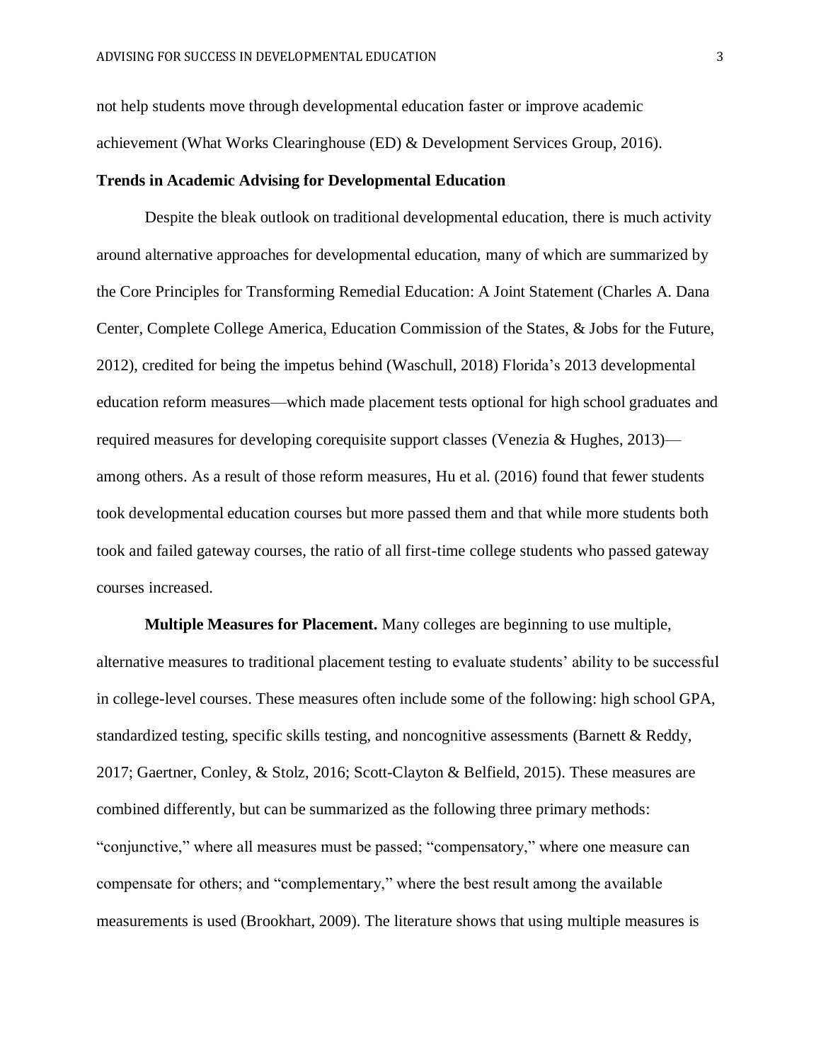not help students move through developmental education faster or improve academic achievement (What Works Clearinghouse (ED) & Development Services Group, 2016).

## Trends in Academic Advising for Developmental Education

Despite the bleak outlook on traditional developmental education, there is much activity around alternative approaches for developmental education, many of which are summarized by the Core Principles for Transforming Remedial Education: A Joint Statement (Charles A. Dana Center, Complete College America, Education Commission of the States, & Jobs for the Future, 2012), credited for being the impetus behind (Waschull, 2018) Florida's 2013 developmental education reform measures—which made placement tests optional for high school graduates and required measures for developing corequisite support classes (Venezia & Hughes, 2013)—among others. As a result of those reform measures, Hu et al. (2016) found that fewer students took developmental education courses but more passed them and that while more students both took and failed gateway courses, the ratio of all first-time college students who passed gateway courses increased.

**Multiple Measures for Placement.** Many colleges are beginning to use multiple, alternative measures to traditional placement testing to evaluate students' ability to be successful in college-level courses. These measures often include some of the following: high school GPA, standardized testing, specific skills testing, and noncognitive assessments (Barnett & Reddy, 2017; Gaertner, Conley, & Stolz, 2016; Scott-Clayton & Belfield, 2015). These measures are combined differently, but can be summarized as the following three primary methods: "conjunctive," where all measures must be passed; "compensatory," where one measure can compensate for others; and "complementary," where the best result among the available measurements is used (Brookhart, 2009). The literature shows that using multiple measures is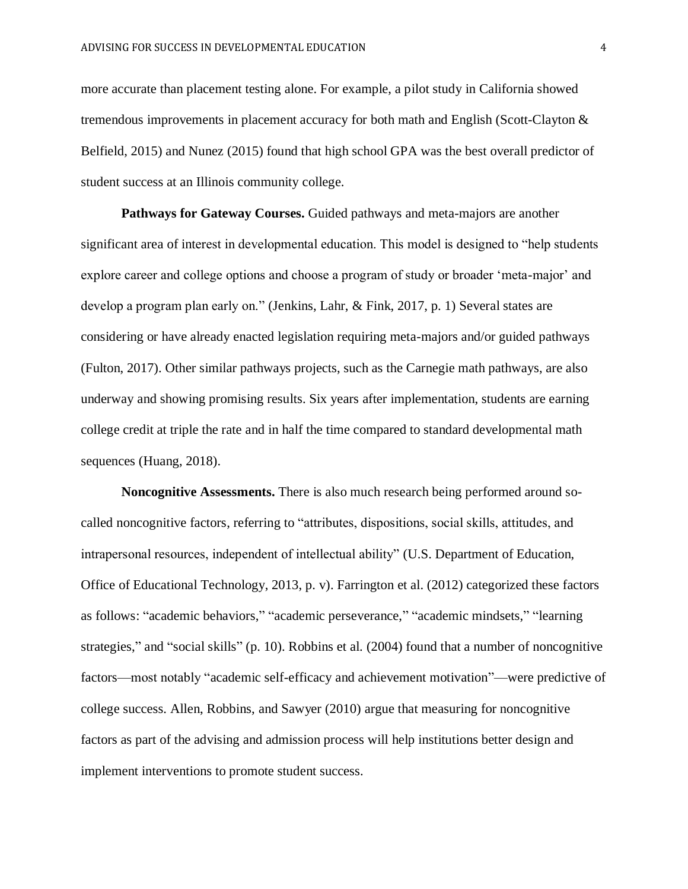more accurate than placement testing alone. For example, a pilot study in California showed tremendous improvements in placement accuracy for both math and English (Scott-Clayton & Belfield, 2015) and Nunez (2015) found that high school GPA was the best overall predictor of student success at an Illinois community college.

**Pathways for Gateway Courses.** Guided pathways and meta-majors are another significant area of interest in developmental education. This model is designed to "help students explore career and college options and choose a program of study or broader 'meta-major' and develop a program plan early on." (Jenkins, Lahr, & Fink, 2017, p. 1) Several states are considering or have already enacted legislation requiring meta-majors and/or guided pathways (Fulton, 2017). Other similar pathways projects, such as the Carnegie math pathways, are also underway and showing promising results. Six years after implementation, students are earning college credit at triple the rate and in half the time compared to standard developmental math sequences (Huang, 2018).

**Noncognitive Assessments.** There is also much research being performed around so-called noncognitive factors, referring to "attributes, dispositions, social skills, attitudes, and intrapersonal resources, independent of intellectual ability" (U.S. Department of Education, Office of Educational Technology, 2013, p. v). Farrington et al. (2012) categorized these factors as follows: "academic behaviors," "academic perseverance," "academic mindsets," "learning strategies," and "social skills" (p. 10). Robbins et al. (2004) found that a number of noncognitive factors—most notably "academic self-efficacy and achievement motivation"—were predictive of college success. Allen, Robbins, and Sawyer (2010) argue that measuring for noncognitive factors as part of the advising and admission process will help institutions better design and implement interventions to promote student success.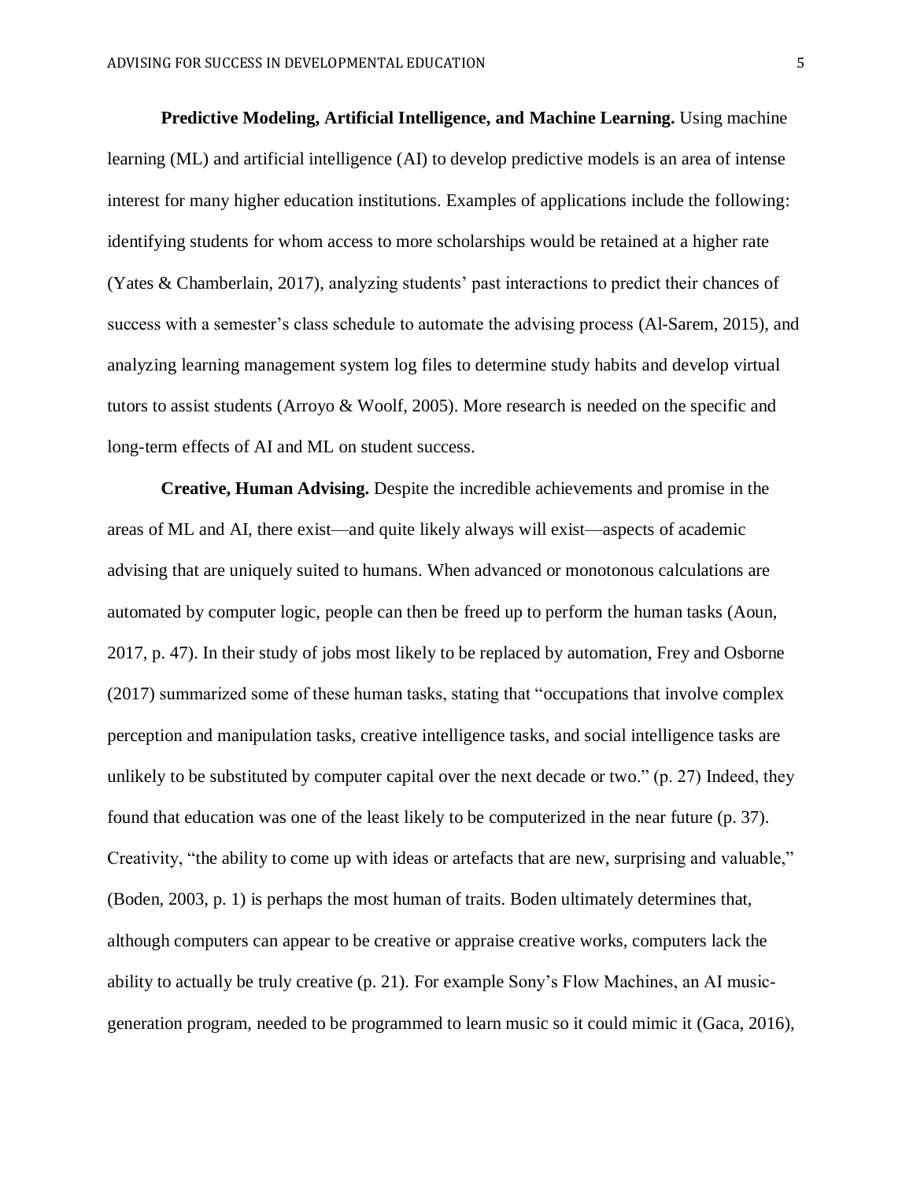**Predictive Modeling, Artificial Intelligence, and Machine Learning.** Using machine learning (ML) and artificial intelligence (AI) to develop predictive models is an area of intense interest for many higher education institutions. Examples of applications include the following: identifying students for whom access to more scholarships would be retained at a higher rate (Yates & Chamberlain, 2017), analyzing students' past interactions to predict their chances of success with a semester's class schedule to automate the advising process (Al-Sarem, 2015), and analyzing learning management system log files to determine study habits and develop virtual tutors to assist students (Arroyo & Woolf, 2005). More research is needed on the specific and long-term effects of AI and ML on student success.

**Creative, Human Advising.** Despite the incredible achievements and promise in the areas of ML and AI, there exist—and quite likely always will exist—aspects of academic advising that are uniquely suited to humans. When advanced or monotonous calculations are automated by computer logic, people can then be freed up to perform the human tasks (Aoun, 2017, p. 47). In their study of jobs most likely to be replaced by automation, Frey and Osborne (2017) summarized some of these human tasks, stating that "occupations that involve complex perception and manipulation tasks, creative intelligence tasks, and social intelligence tasks are unlikely to be substituted by computer capital over the next decade or two." (p. 27) Indeed, they found that education was one of the least likely to be computerized in the near future (p. 37). Creativity, "the ability to come up with ideas or artefacts that are new, surprising and valuable," (Boden, 2003, p. 1) is perhaps the most human of traits. Boden ultimately determines that, although computers can appear to be creative or appraise creative works, computers lack the ability to actually be truly creative (p. 21). For example Sony's Flow Machines, an AI music-generation program, needed to be programmed to learn music so it could mimic it (Gaca, 2016),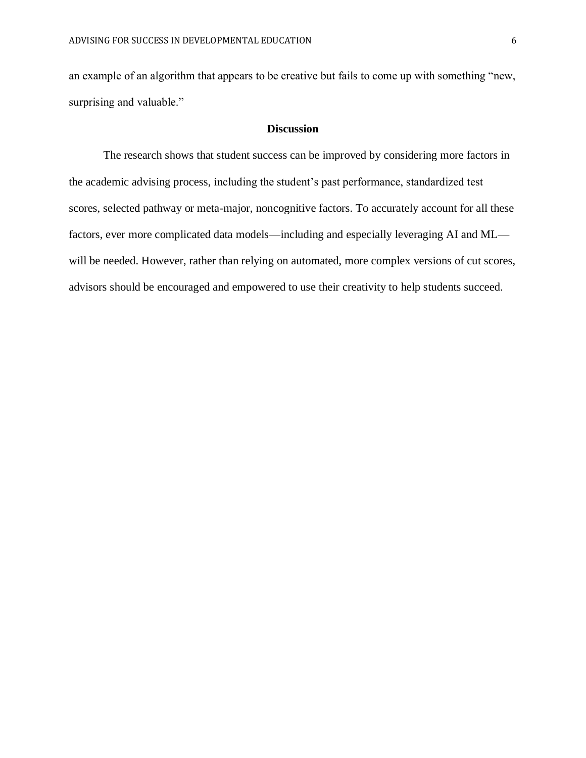an example of an algorithm that appears to be creative but fails to come up with something "new, surprising and valuable."

## Discussion

The research shows that student success can be improved by considering more factors in the academic advising process, including the student's past performance, standardized test scores, selected pathway or meta-major, noncognitive factors. To accurately account for all these factors, ever more complicated data models—including and especially leveraging AI and ML—will be needed. However, rather than relying on automated, more complex versions of cut scores, advisors should be encouraged and empowered to use their creativity to help students succeed.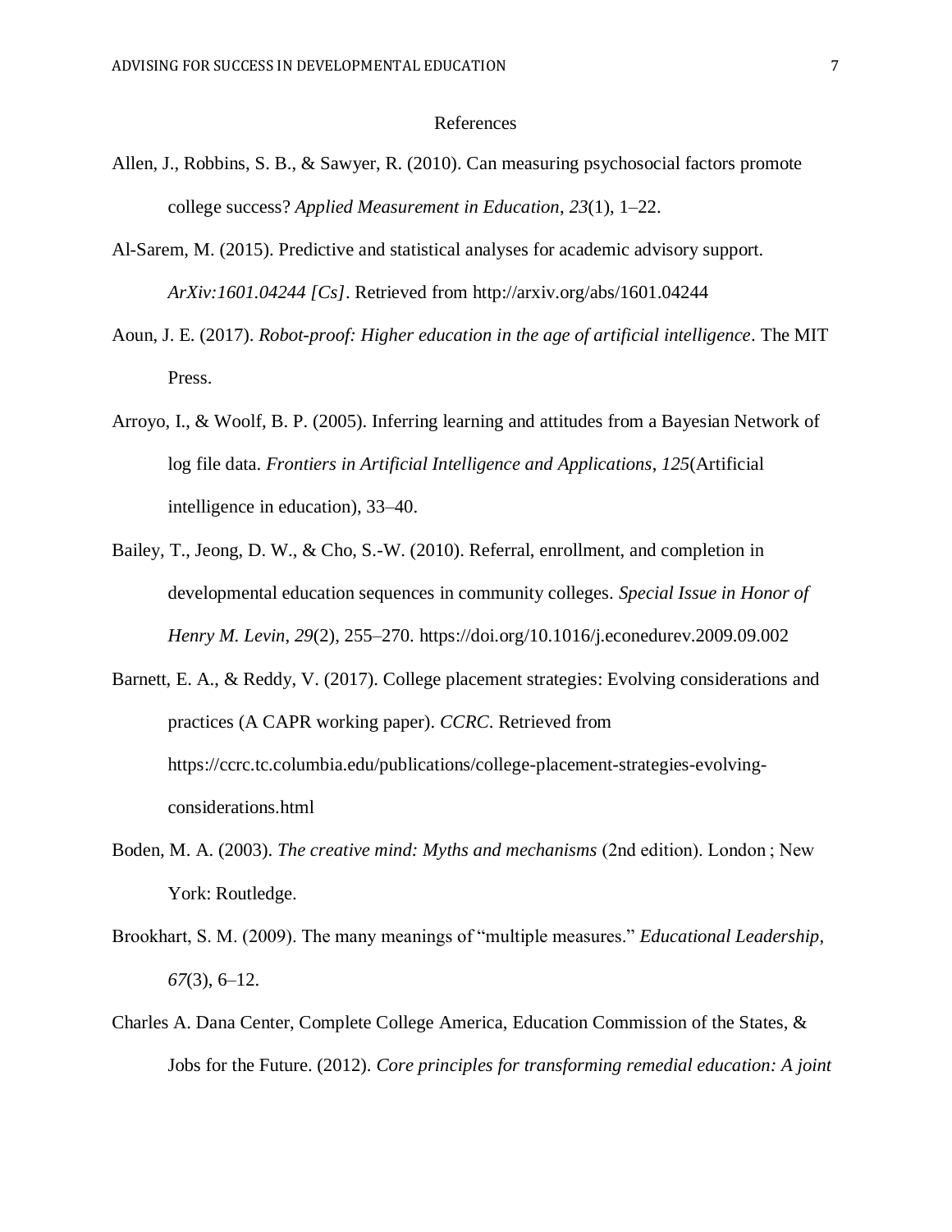# References

Allen, J., Robbins, S. B., & Sawyer, R. (2010). Can measuring psychosocial factors promote college success? *Applied Measurement in Education*, *23*(1), 1–22.

Al-Sarem, M. (2015). Predictive and statistical analyses for academic advisory support. *ArXiv:1601.04244 [Cs]*. Retrieved from http://arxiv.org/abs/1601.04244

Aoun, J. E. (2017). *Robot-proof: Higher education in the age of artificial intelligence*. The MIT Press.

Arroyo, I., & Woolf, B. P. (2005). Inferring learning and attitudes from a Bayesian Network of log file data. *Frontiers in Artificial Intelligence and Applications*, *125*(Artificial intelligence in education), 33–40.

Bailey, T., Jeong, D. W., & Cho, S.-W. (2010). Referral, enrollment, and completion in developmental education sequences in community colleges. *Special Issue in Honor of Henry M. Levin*, *29*(2), 255–270. https://doi.org/10.1016/j.econedurev.2009.09.002

Barnett, E. A., & Reddy, V. (2017). College placement strategies: Evolving considerations and practices (A CAPR working paper). *CCRC*. Retrieved from https://ccrc.tc.columbia.edu/publications/college-placement-strategies-evolving-considerations.html

Boden, M. A. (2003). *The creative mind: Myths and mechanisms* (2nd edition). London ; New York: Routledge.

Brookhart, S. M. (2009). The many meanings of "multiple measures." *Educational Leadership*, *67*(3), 6–12.

Charles A. Dana Center, Complete College America, Education Commission of the States, & Jobs for the Future. (2012). *Core principles for transforming remedial education: A joint*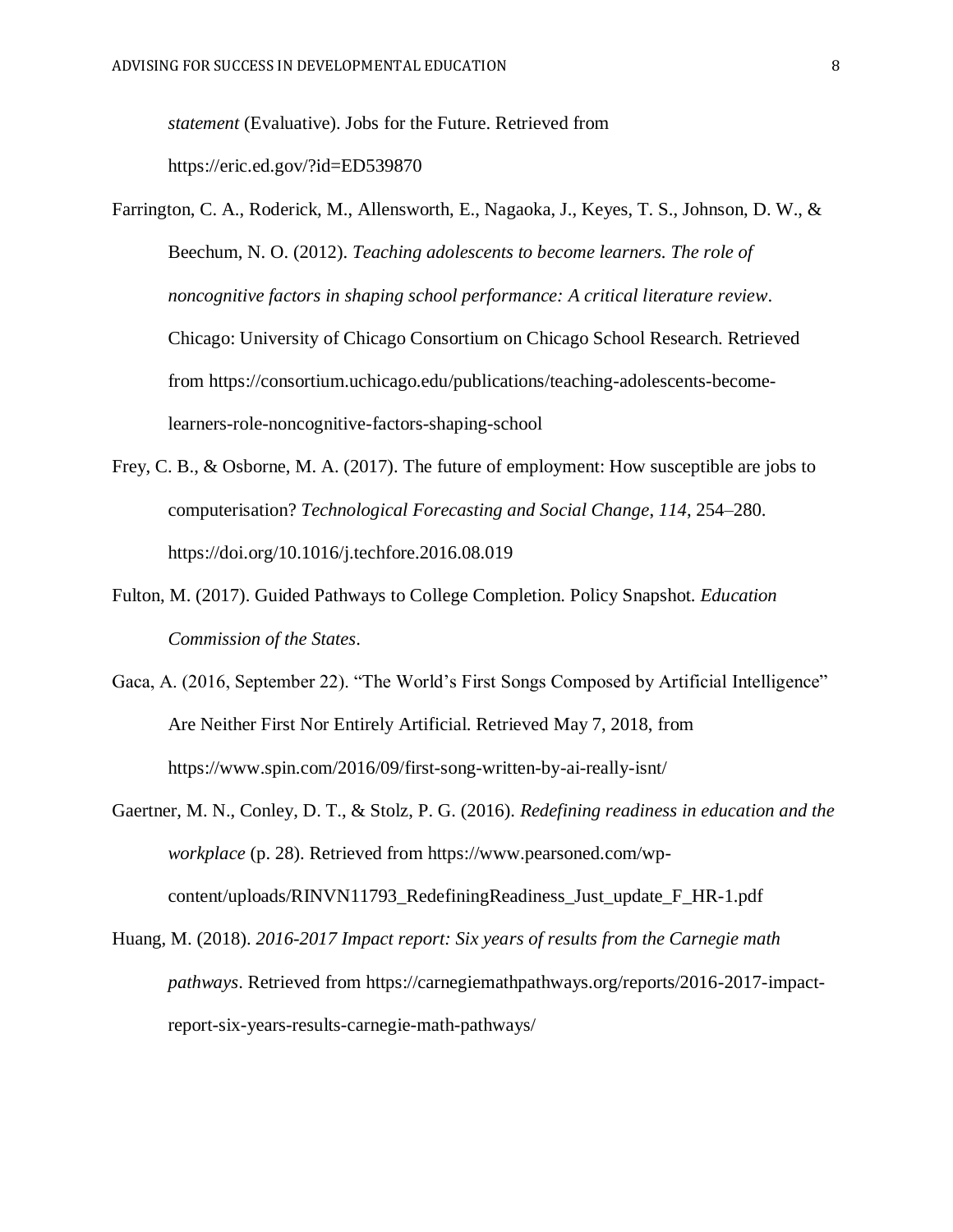*statement* (Evaluative). Jobs for the Future. Retrieved from https://eric.ed.gov/?id=ED539870

Farrington, C. A., Roderick, M., Allensworth, E., Nagaoka, J., Keyes, T. S., Johnson, D. W., & Beechum, N. O. (2012). *Teaching adolescents to become learners. The role of noncognitive factors in shaping school performance: A critical literature review*. Chicago: University of Chicago Consortium on Chicago School Research. Retrieved from https://consortium.uchicago.edu/publications/teaching-adolescents-become-learners-role-noncognitive-factors-shaping-school

Frey, C. B., & Osborne, M. A. (2017). The future of employment: How susceptible are jobs to computerisation? *Technological Forecasting and Social Change*, *114*, 254–280. https://doi.org/10.1016/j.techfore.2016.08.019

Fulton, M. (2017). Guided Pathways to College Completion. Policy Snapshot. *Education Commission of the States*.

Gaca, A. (2016, September 22). "The World's First Songs Composed by Artificial Intelligence" Are Neither First Nor Entirely Artificial. Retrieved May 7, 2018, from https://www.spin.com/2016/09/first-song-written-by-ai-really-isnt/

Gaertner, M. N., Conley, D. T., & Stolz, P. G. (2016). *Redefining readiness in education and the workplace* (p. 28). Retrieved from https://www.pearsoned.com/wp-content/uploads/RINVN11793_RedefiningReadiness_Just_update_F_HR-1.pdf

Huang, M. (2018). *2016-2017 Impact report: Six years of results from the Carnegie math pathways*. Retrieved from https://carnegiemathpathways.org/reports/2016-2017-impact-report-six-years-results-carnegie-math-pathways/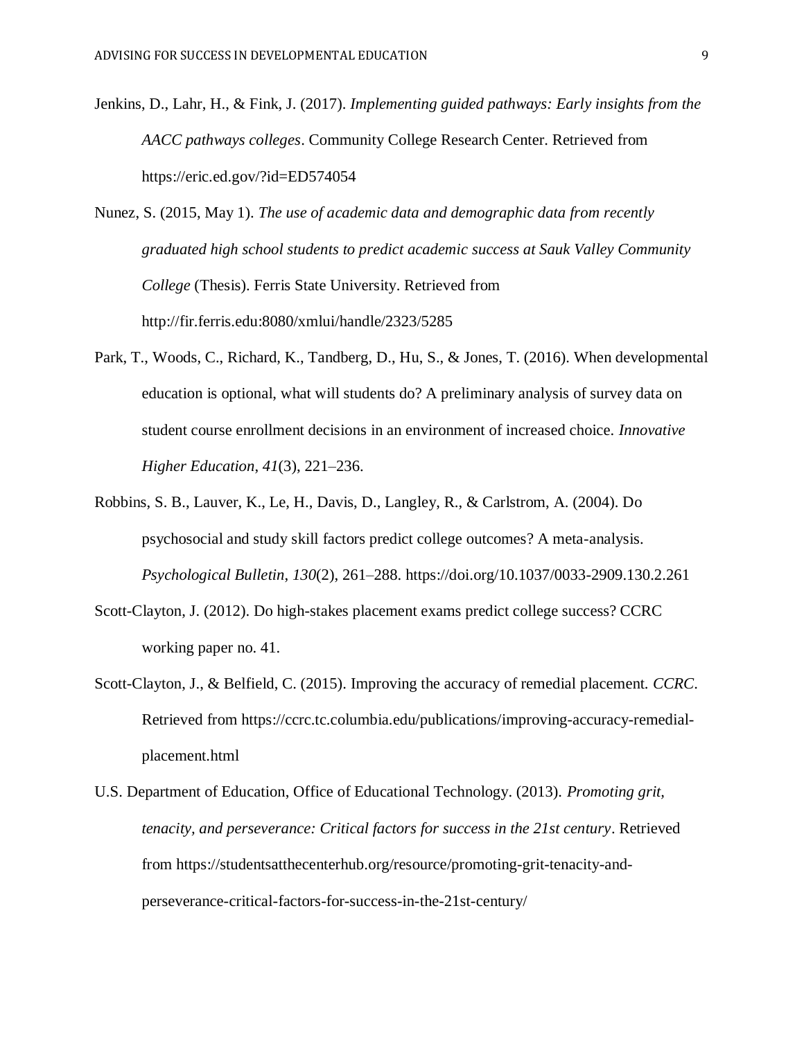Jenkins, D., Lahr, H., & Fink, J. (2017). *Implementing guided pathways: Early insights from the AACC pathways colleges*. Community College Research Center. Retrieved from https://eric.ed.gov/?id=ED574054

Nunez, S. (2015, May 1). *The use of academic data and demographic data from recently graduated high school students to predict academic success at Sauk Valley Community College* (Thesis). Ferris State University. Retrieved from http://fir.ferris.edu:8080/xmlui/handle/2323/5285

Park, T., Woods, C., Richard, K., Tandberg, D., Hu, S., & Jones, T. (2016). When developmental education is optional, what will students do? A preliminary analysis of survey data on student course enrollment decisions in an environment of increased choice. *Innovative Higher Education*, *41*(3), 221–236.

Robbins, S. B., Lauver, K., Le, H., Davis, D., Langley, R., & Carlstrom, A. (2004). Do psychosocial and study skill factors predict college outcomes? A meta-analysis. *Psychological Bulletin*, *130*(2), 261–288. https://doi.org/10.1037/0033-2909.130.2.261

Scott-Clayton, J. (2012). Do high-stakes placement exams predict college success? CCRC working paper no. 41.

Scott-Clayton, J., & Belfield, C. (2015). Improving the accuracy of remedial placement. *CCRC*. Retrieved from https://ccrc.tc.columbia.edu/publications/improving-accuracy-remedial-placement.html

U.S. Department of Education, Office of Educational Technology. (2013). *Promoting grit, tenacity, and perseverance: Critical factors for success in the 21st century*. Retrieved from https://studentsatthecenterhub.org/resource/promoting-grit-tenacity-and-perseverance-critical-factors-for-success-in-the-21st-century/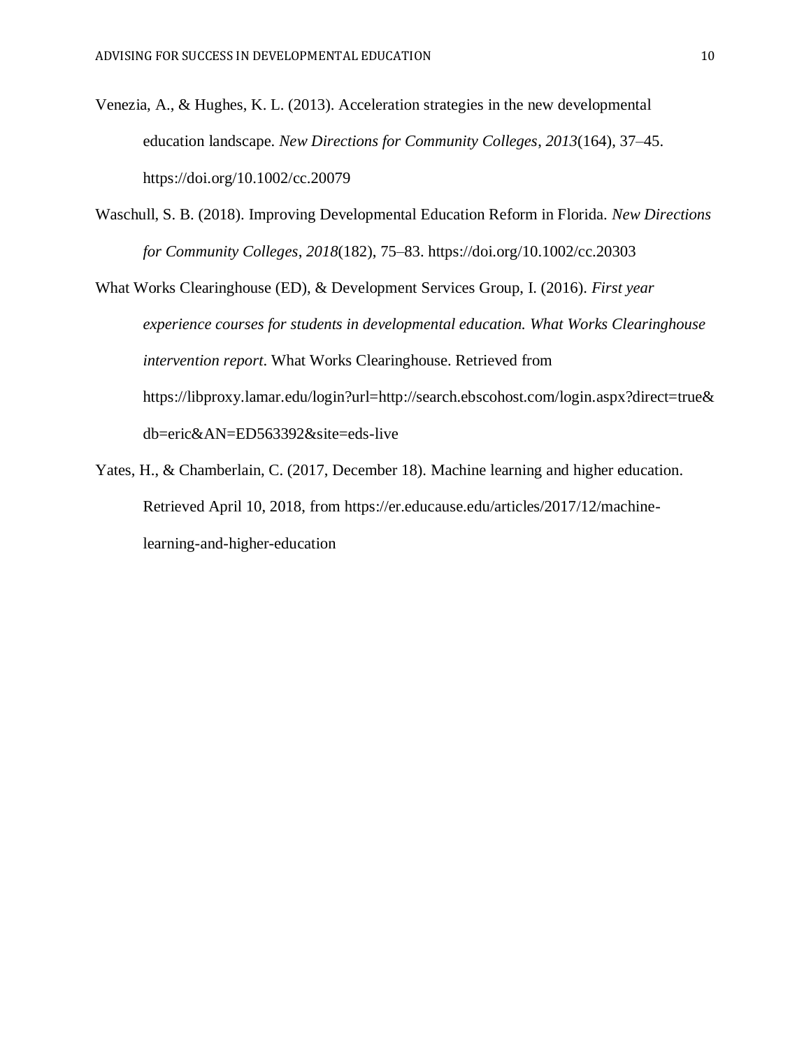Venezia, A., & Hughes, K. L. (2013). Acceleration strategies in the new developmental education landscape. *New Directions for Community Colleges*, *2013*(164), 37–45. https://doi.org/10.1002/cc.20079

Waschull, S. B. (2018). Improving Developmental Education Reform in Florida. *New Directions for Community Colleges*, *2018*(182), 75–83. https://doi.org/10.1002/cc.20303

What Works Clearinghouse (ED), & Development Services Group, I. (2016). *First year experience courses for students in developmental education. What Works Clearinghouse intervention report*. What Works Clearinghouse. Retrieved from https://libproxy.lamar.edu/login?url=http://search.ebscohost.com/login.aspx?direct=true&db=eric&AN=ED563392&site=eds-live

Yates, H., & Chamberlain, C. (2017, December 18). Machine learning and higher education. Retrieved April 10, 2018, from https://er.educause.edu/articles/2017/12/machine-learning-and-higher-education